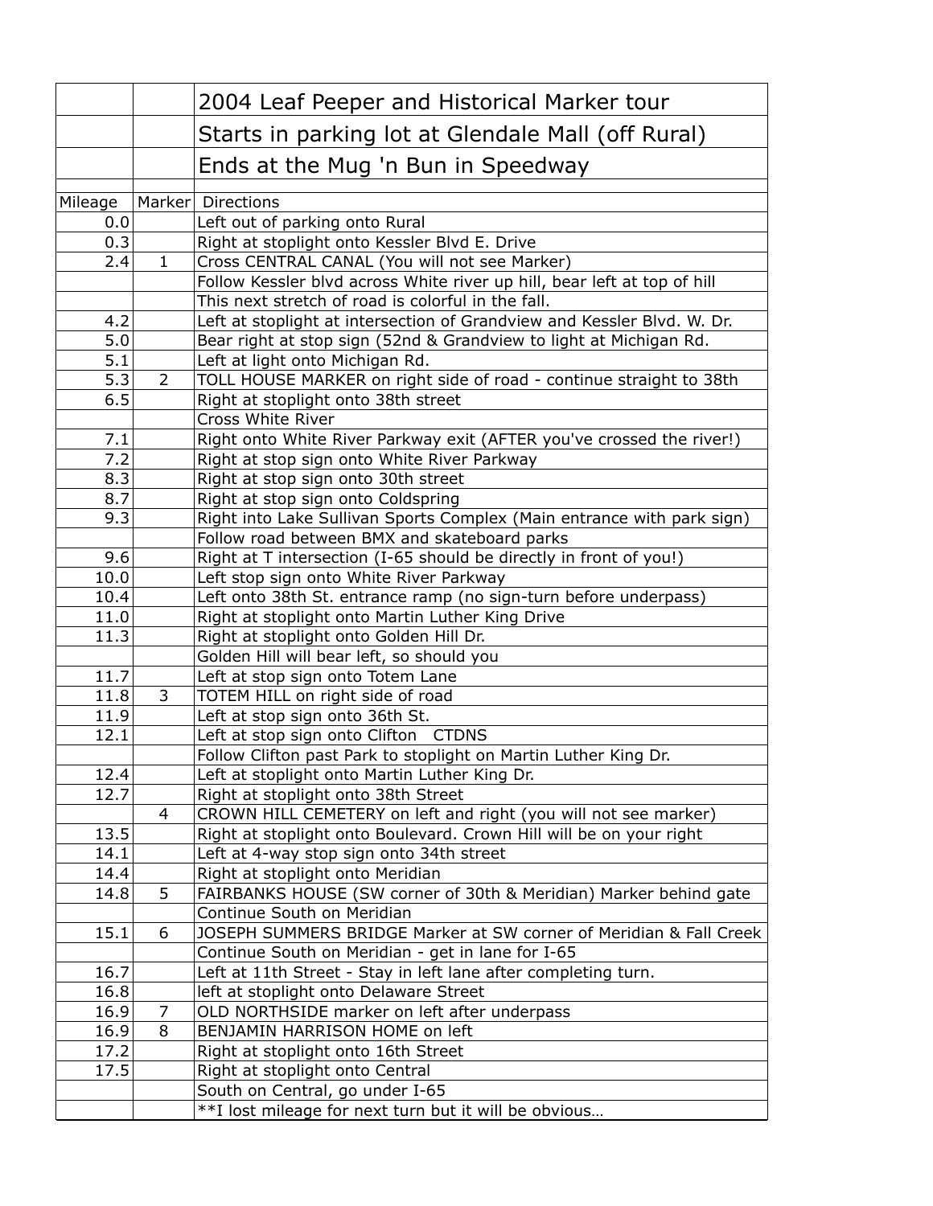| | | 2004 Leaf Peeper and Historical Marker tour |
|---|---|---|
| | | Starts in parking lot at Glendale Mall (off Rural) |
| | | Ends at the Mug 'n Bun in Speedway |
| | | |
| Mileage | Marker | Directions |
| 0.0 | | Left out of parking onto Rural |
| 0.3 | | Right at stoplight onto Kessler Blvd E. Drive |
| 2.4 | 1 | Cross CENTRAL CANAL (You will not see Marker) |
| | | Follow Kessler blvd across White river up hill, bear left at top of hill |
| | | This next stretch of road is colorful in the fall. |
| 4.2 | | Left at stoplight at intersection of Grandview and Kessler Blvd. W. Dr. |
| 5.0 | | Bear right at stop sign (52nd & Grandview to light at Michigan Rd. |
| 5.1 | | Left at light onto Michigan Rd. |
| 5.3 | 2 | TOLL HOUSE MARKER on right side of road - continue straight to 38th |
| 6.5 | | Right at stoplight onto 38th street |
| | | Cross White River |
| 7.1 | | Right onto White River Parkway exit (AFTER you've crossed the river!) |
| 7.2 | | Right at stop sign onto White River Parkway |
| 8.3 | | Right at stop sign onto 30th street |
| 8.7 | | Right at stop sign onto Coldspring |
| 9.3 | | Right into Lake Sullivan Sports Complex (Main entrance with park sign) |
| | | Follow road between BMX and skateboard parks |
| 9.6 | | Right at T intersection (I-65 should be directly in front of you!) |
| 10.0 | | Left stop sign onto White River Parkway |
| 10.4 | | Left onto 38th St. entrance ramp (no sign-turn before underpass) |
| 11.0 | | Right at stoplight onto Martin Luther King Drive |
| 11.3 | | Right at stoplight onto Golden Hill Dr. |
| | | Golden Hill will bear left, so should you |
| 11.7 | | Left at stop sign onto Totem Lane |
| 11.8 | 3 | TOTEM HILL on right side of road |
| 11.9 | | Left at stop sign onto 36th St. |
| 12.1 | | Left at stop sign onto Clifton CTDNS |
| | | Follow Clifton past Park to stoplight on Martin Luther King Dr. |
| 12.4 | | Left at stoplight onto Martin Luther King Dr. |
| 12.7 | | Right at stoplight onto 38th Street |
| | 4 | CROWN HILL CEMETERY on left and right (you will not see marker) |
| 13.5 | | Right at stoplight onto Boulevard. Crown Hill will be on your right |
| 14.1 | | Left at 4-way stop sign onto 34th street |
| 14.4 | | Right at stoplight onto Meridian |
| 14.8 | 5 | FAIRBANKS HOUSE (SW corner of 30th & Meridian) Marker behind gate |
| | | Continue South on Meridian |
| 15.1 | 6 | JOSEPH SUMMERS BRIDGE Marker at SW corner of Meridian & Fall Creek |
| | | Continue South on Meridian - get in lane for I-65 |
| 16.7 | | Left at 11th Street - Stay in left lane after completing turn. |
| 16.8 | | left at stoplight onto Delaware Street |
| 16.9 | 7 | OLD NORTHSIDE marker on left after underpass |
| 16.9 | 8 | BENJAMIN HARRISON HOME on left |
| 17.2 | | Right at stoplight onto 16th Street |
| 17.5 | | Right at stoplight onto Central |
| | | South on Central, go under I-65 |
| | | **I lost mileage for next turn but it will be obvious… |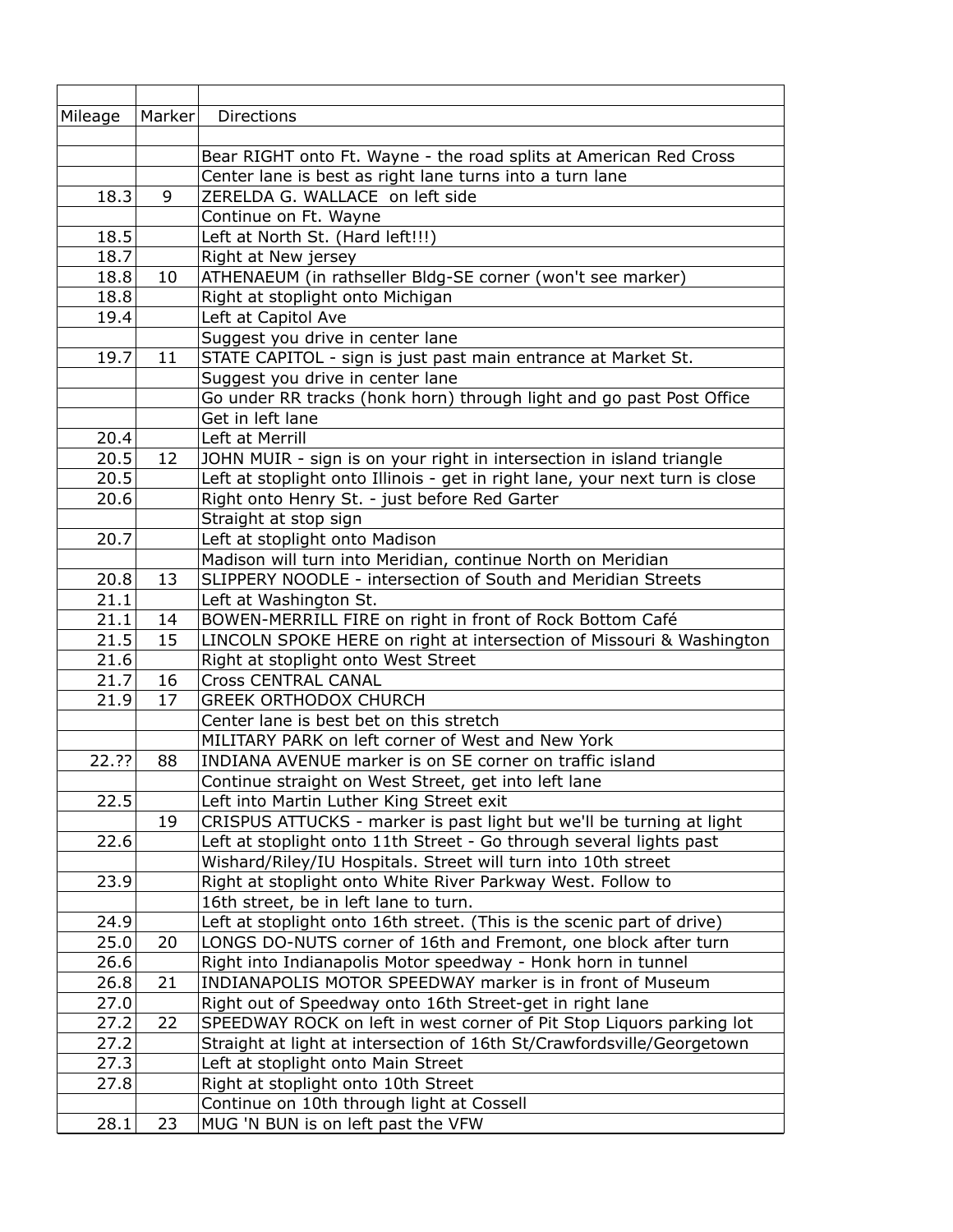| | | |
|---|---|---|
| Mileage | Marker | Directions |
| | | |
| | | Bear RIGHT onto Ft. Wayne - the road splits at American Red Cross |
| | | Center lane is best as right lane turns into a turn lane |
| 18.3 | 9 | ZERELDA G. WALLACE on left side |
| | | Continue on Ft. Wayne |
| 18.5 | | Left at North St. (Hard left!!!) |
| 18.7 | | Right at New jersey |
| 18.8 | 10 | ATHENAEUM (in rathseller Bldg-SE corner (won't see marker) |
| 18.8 | | Right at stoplight onto Michigan |
| 19.4 | | Left at Capitol Ave |
| | | Suggest you drive in center lane |
| 19.7 | 11 | STATE CAPITOL - sign is just past main entrance at Market St. |
| | | Suggest you drive in center lane |
| | | Go under RR tracks (honk horn) through light and go past Post Office |
| | | Get in left lane |
| 20.4 | | Left at Merrill |
| 20.5 | 12 | JOHN MUIR - sign is on your right in intersection in island triangle |
| 20.5 | | Left at stoplight onto Illinois - get in right lane, your next turn is close |
| 20.6 | | Right onto Henry St. - just before Red Garter |
| | | Straight at stop sign |
| 20.7 | | Left at stoplight onto Madison |
| | | Madison will turn into Meridian, continue North on Meridian |
| 20.8 | 13 | SLIPPERY NOODLE - intersection of South and Meridian Streets |
| 21.1 | | Left at Washington St. |
| 21.1 | 14 | BOWEN-MERRILL FIRE on right in front of Rock Bottom Café |
| 21.5 | 15 | LINCOLN SPOKE HERE on right at intersection of Missouri & Washington |
| 21.6 | | Right at stoplight onto West Street |
| 21.7 | 16 | Cross CENTRAL CANAL |
| 21.9 | 17 | GREEK ORTHODOX CHURCH |
| | | Center lane is best bet on this stretch |
| | | MILITARY PARK on left corner of West and New York |
| 22.?? | 88 | INDIANA AVENUE marker is on SE corner on traffic island |
| | | Continue straight on West Street, get into left lane |
| 22.5 | | Left into Martin Luther King Street exit |
| | 19 | CRISPUS ATTUCKS - marker is past light but we'll be turning at light |
| 22.6 | | Left at stoplight onto 11th Street - Go through several lights past |
| | | Wishard/Riley/IU Hospitals. Street will turn into 10th street |
| 23.9 | | Right at stoplight onto White River Parkway West. Follow to |
| | | 16th street, be in left lane to turn. |
| 24.9 | | Left at stoplight onto 16th street. (This is the scenic part of drive) |
| 25.0 | 20 | LONGS DO-NUTS corner of 16th and Fremont, one block after turn |
| 26.6 | | Right into Indianapolis Motor speedway - Honk horn in tunnel |
| 26.8 | 21 | INDIANAPOLIS MOTOR SPEEDWAY marker is in front of Museum |
| 27.0 | | Right out of Speedway onto 16th Street-get in right lane |
| 27.2 | 22 | SPEEDWAY ROCK on left in west corner of Pit Stop Liquors parking lot |
| 27.2 | | Straight at light at intersection of 16th St/Crawfordsville/Georgetown |
| 27.3 | | Left at stoplight onto Main Street |
| 27.8 | | Right at stoplight onto 10th Street |
| | | Continue on 10th through light at Cossell |
| 28.1 | 23 | MUG 'N BUN is on left past the VFW |